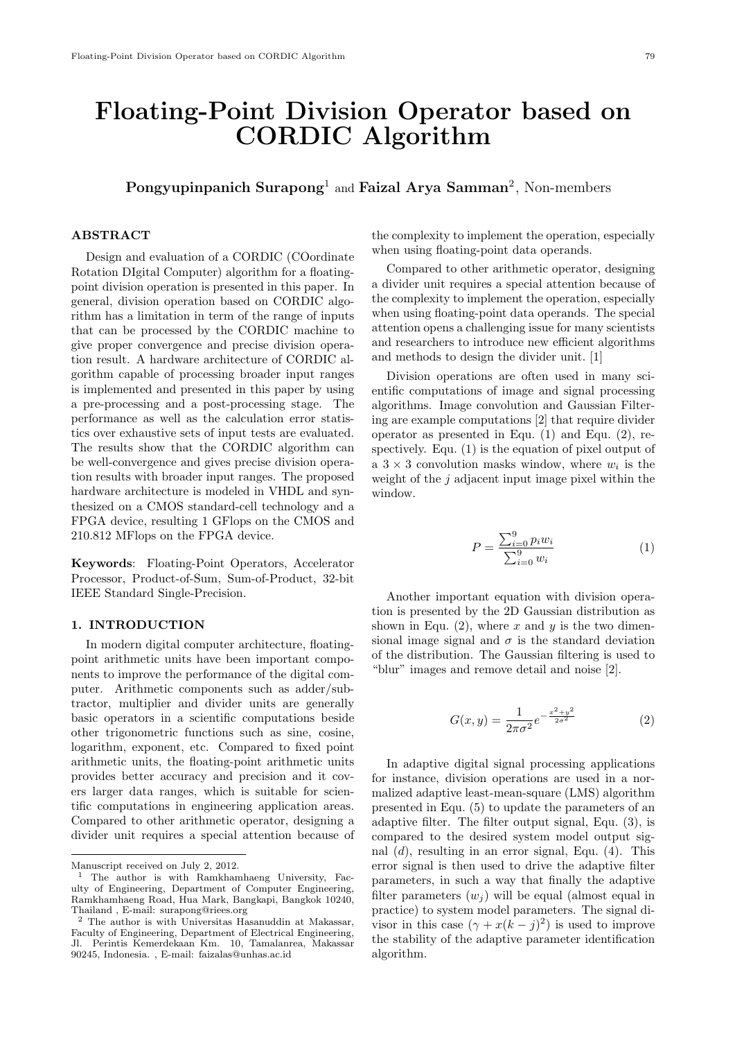# Floating-Point Division Operator based on CORDIC Algorithm

**Pongyupinpanich Surapong**[1] and **Faizal Arya Samman**[2], Non-members

## ABSTRACT

Design and evaluation of a CORDIC (COordinate Rotation DIgital Computer) algorithm for a floating-point division operation is presented in this paper. In general, division operation based on CORDIC algorithm has a limitation in term of the range of inputs that can be processed by the CORDIC machine to give proper convergence and precise division operation result. A hardware architecture of CORDIC algorithm capable of processing broader input ranges is implemented and presented in this paper by using a pre-processing and a post-processing stage. The performance as well as the calculation error statistics over exhaustive sets of input tests are evaluated. The results show that the CORDIC algorithm can be well-convergence and gives precise division operation results with broader input ranges. The proposed hardware architecture is modeled in VHDL and synthesized on a CMOS standard-cell technology and a FPGA device, resulting 1 GFlops on the CMOS and 210.812 MFlops on the FPGA device.

**Keywords**: Floating-Point Operators, Accelerator Processor, Product-of-Sum, Sum-of-Product, 32-bit IEEE Standard Single-Precision.

## 1. INTRODUCTION

In modern digital computer architecture, floating-point arithmetic units have been important components to improve the performance of the digital computer. Arithmetic components such as adder/subtractor, multiplier and divider units are generally basic operators in a scientific computations beside other trigonometric functions such as sine, cosine, logarithm, exponent, etc. Compared to fixed point arithmetic units, the floating-point arithmetic units provides better accuracy and precision and it covers larger data ranges, which is suitable for scientific computations in engineering application areas. Compared to other arithmetic operator, designing a divider unit requires a special attention because of the complexity to implement the operation, especially when using floating-point data operands.

Compared to other arithmetic operator, designing a divider unit requires a special attention because of the complexity to implement the operation, especially when using floating-point data operands. The special attention opens a challenging issue for many scientists and researchers to introduce new efficient algorithms and methods to design the divider unit. [1]

Division operations are often used in many scientific computations of image and signal processing algorithms. Image convolution and Gaussian Filtering are example computations [2] that require divider operator as presented in Equ. (1) and Equ. (2), respectively. Equ. (1) is the equation of pixel output of a $3 \times 3$ convolution masks window, where $w_i$ is the weight of the $j$ adjacent input image pixel within the window.

$$P = \frac{\sum_{i=0}^{9} p_i w_i}{\sum_{i=0}^{9} w_i} \tag{1}$$

Another important equation with division operation is presented by the 2D Gaussian distribution as shown in Equ. (2), where $x$ and $y$ is the two dimensional image signal and $\sigma$ is the standard deviation of the distribution. The Gaussian filtering is used to "blur" images and remove detail and noise [2].

$$G(x, y) = \frac{1}{2\pi\sigma^2} e^{-\frac{x^2+y^2}{2\sigma^2}} \tag{2}$$

In adaptive digital signal processing applications for instance, division operations are used in a normalized adaptive least-mean-square (LMS) algorithm presented in Equ. (5) to update the parameters of an adaptive filter. The filter output signal, Equ. (3), is compared to the desired system model output signal ($d$), resulting in an error signal, Equ. (4). This error signal is then used to drive the adaptive filter parameters, in such a way that finally the adaptive filter parameters ($w_j$) will be equal (almost equal in practice) to system model parameters. The signal divisor in this case ($\gamma + x(k-j)^2$) is used to improve the stability of the adaptive parameter identification algorithm.

---

Manuscript received on July 2, 2012.

[1] The author is with Ramkhamhaeng University, Faculty of Engineering, Department of Computer Engineering, Ramkhamhaeng Road, Hua Mark, Bangkapi, Bangkok 10240, Thailand , E-mail: surapong@riees.org

[2] The author is with Universitas Hasanuddin at Makassar, Faculty of Engineering, Department of Electrical Engineering, Jl. Perintis Kemerdekaan Km. 10, Tamalanrea, Makassar 90245, Indonesia. , E-mail: faizalas@unhas.ac.id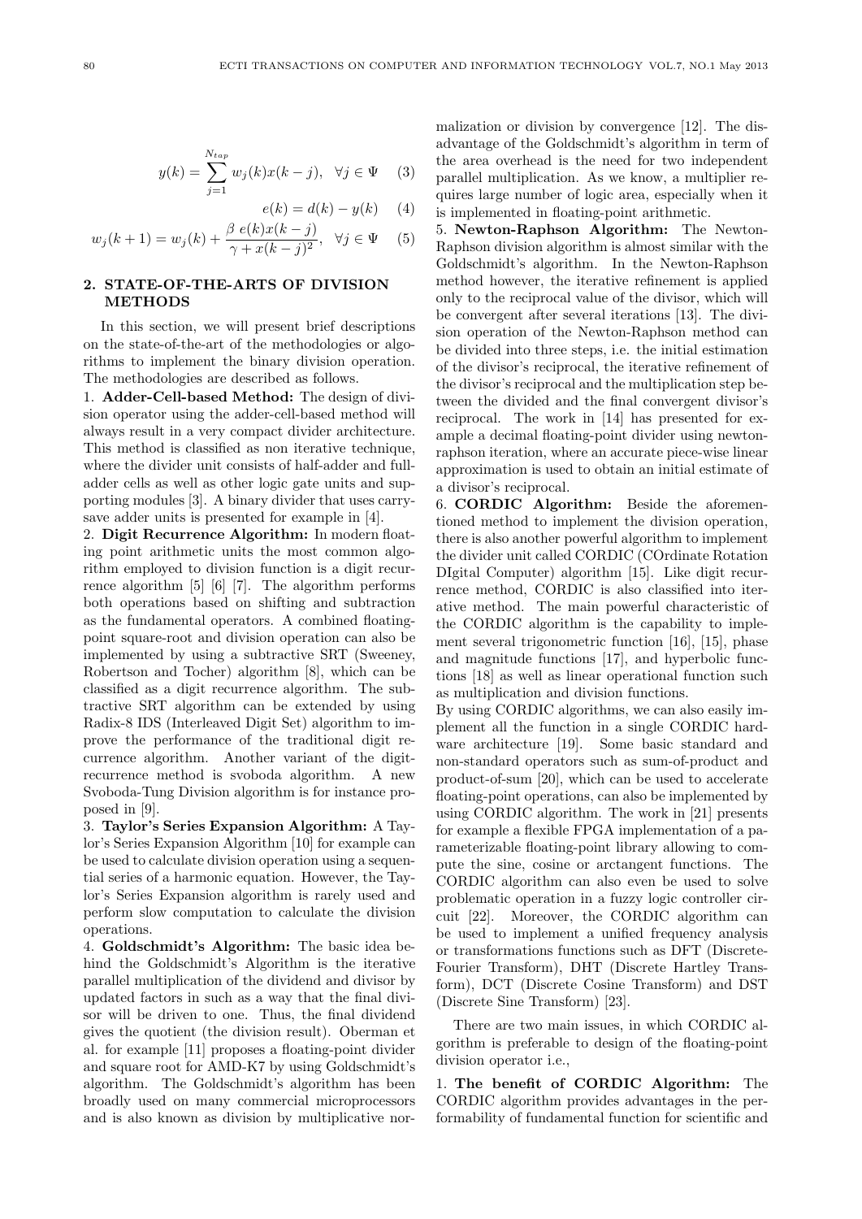$$y(k) = \sum_{j=1}^{N_{tap}} w_j(k)x(k-j), \quad \forall j \in \Psi \quad (3)$$

$$e(k) = d(k) - y(k) \quad (4)$$

$$w_j(k+1) = w_j(k) + \frac{\beta\ e(k)x(k-j)}{\gamma + x(k-j)^2}, \quad \forall j \in \Psi \quad (5)$$

## 2. STATE-OF-THE-ARTS OF DIVISION METHODS

In this section, we will present brief descriptions on the state-of-the-art of the methodologies or algorithms to implement the binary division operation. The methodologies are described as follows.

1. **Adder-Cell-based Method:** The design of division operator using the adder-cell-based method will always result in a very compact divider architecture. This method is classified as non iterative technique, where the divider unit consists of half-adder and full-adder cells as well as other logic gate units and supporting modules [3]. A binary divider that uses carry-save adder units is presented for example in [4].

2. **Digit Recurrence Algorithm:** In modern floating point arithmetic units the most common algorithm employed to division function is a digit recurrence algorithm [5] [6] [7]. The algorithm performs both operations based on shifting and subtraction as the fundamental operators. A combined floating-point square-root and division operation can also be implemented by using a subtractive SRT (Sweeney, Robertson and Tocher) algorithm [8], which can be classified as a digit recurrence algorithm. The subtractive SRT algorithm can be extended by using Radix-8 IDS (Interleaved Digit Set) algorithm to improve the performance of the traditional digit recurrence algorithm. Another variant of the digit-recurrence method is svoboda algorithm. A new Svoboda-Tung Division algorithm is for instance proposed in [9].

3. **Taylor's Series Expansion Algorithm:** A Taylor's Series Expansion Algorithm [10] for example can be used to calculate division operation using a sequential series of a harmonic equation. However, the Taylor's Series Expansion algorithm is rarely used and perform slow computation to calculate the division operations.

4. **Goldschmidt's Algorithm:** The basic idea behind the Goldschmidt's Algorithm is the iterative parallel multiplication of the dividend and divisor by updated factors in such as a way that the final divisor will be driven to one. Thus, the final dividend gives the quotient (the division result). Oberman et al. for example [11] proposes a floating-point divider and square root for AMD-K7 by using Goldschmidt's algorithm. The Goldschmidt's algorithm has been broadly used on many commercial microprocessors and is also known as division by multiplicative normalization or division by convergence [12]. The disadvantage of the Goldschmidt's algorithm in term of the area overhead is the need for two independent parallel multiplication. As we know, a multiplier requires large number of logic area, especially when it is implemented in floating-point arithmetic.

5. **Newton-Raphson Algorithm:** The Newton-Raphson division algorithm is almost similar with the Goldschmidt's algorithm. In the Newton-Raphson method however, the iterative refinement is applied only to the reciprocal value of the divisor, which will be convergent after several iterations [13]. The division operation of the Newton-Raphson method can be divided into three steps, i.e. the initial estimation of the divisor's reciprocal, the iterative refinement of the divisor's reciprocal and the multiplication step between the divided and the final convergent divisor's reciprocal. The work in [14] has presented for example a decimal floating-point divider using newton-raphson iteration, where an accurate piece-wise linear approximation is used to obtain an initial estimate of a divisor's reciprocal.

6. **CORDIC Algorithm:** Beside the aforementioned method to implement the division operation, there is also another powerful algorithm to implement the divider unit called CORDIC (COrdinate Rotation DIgital Computer) algorithm [15]. Like digit recurrence method, CORDIC is also classified into iterative method. The main powerful characteristic of the CORDIC algorithm is the capability to implement several trigonometric function [16], [15], phase and magnitude functions [17], and hyperbolic functions [18] as well as linear operational function such as multiplication and division functions.

By using CORDIC algorithms, we can also easily implement all the function in a single CORDIC hardware architecture [19]. Some basic standard and non-standard operators such as sum-of-product and product-of-sum [20], which can be used to accelerate floating-point operations, can also be implemented by using CORDIC algorithm. The work in [21] presents for example a flexible FPGA implementation of a parameterizable floating-point library allowing to compute the sine, cosine or arctangent functions. The CORDIC algorithm can also even be used to solve problematic operation in a fuzzy logic controller circuit [22]. Moreover, the CORDIC algorithm can be used to implement a unified frequency analysis or transformations functions such as DFT (Discrete-Fourier Transform), DHT (Discrete Hartley Transform), DCT (Discrete Cosine Transform) and DST (Discrete Sine Transform) [23].

There are two main issues, in which CORDIC algorithm is preferable to design of the floating-point division operator i.e.,

1. **The benefit of CORDIC Algorithm:** The CORDIC algorithm provides advantages in the performability of fundamental function for scientific and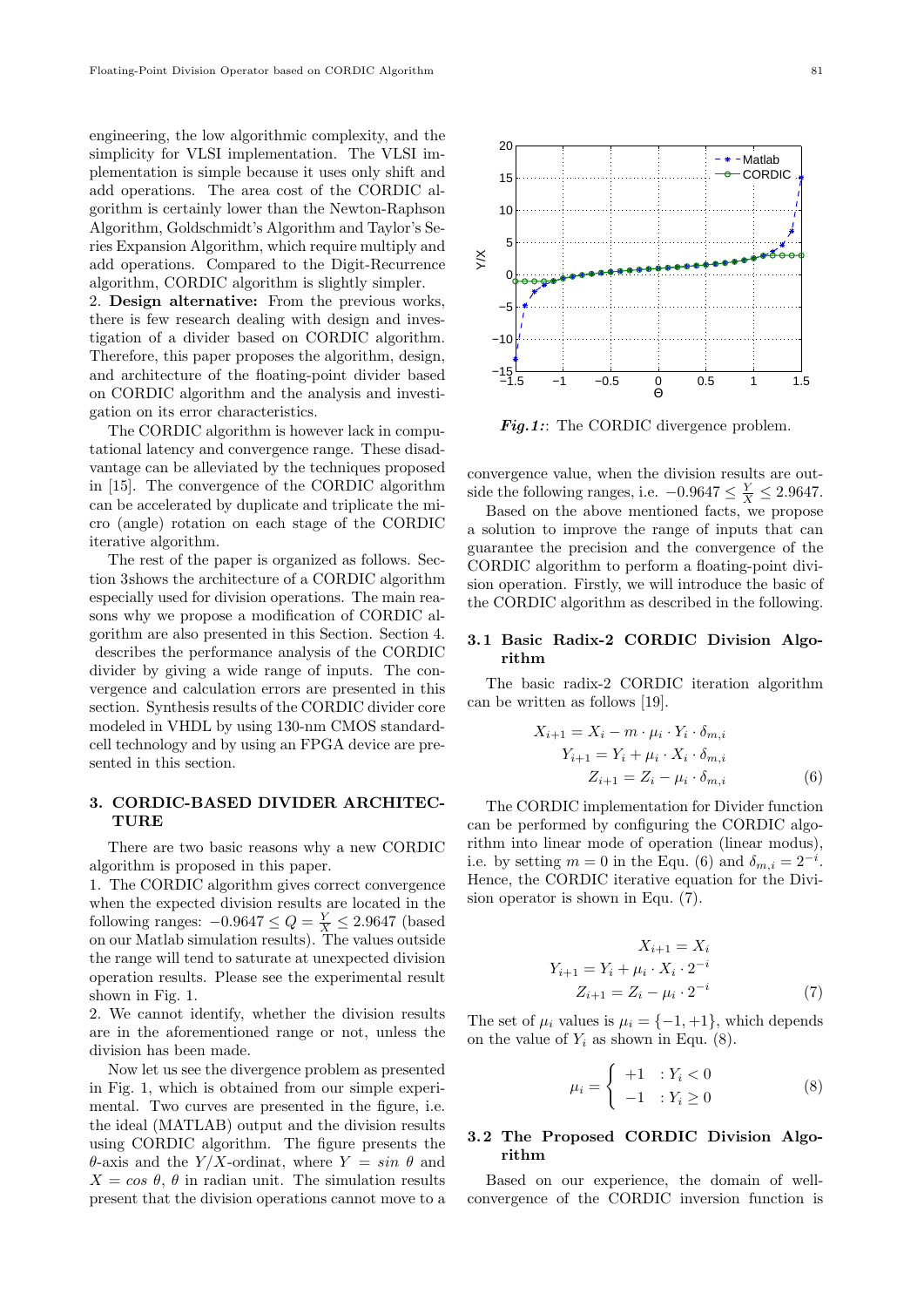engineering, the low algorithmic complexity, and the simplicity for VLSI implementation. The VLSI implementation is simple because it uses only shift and add operations. The area cost of the CORDIC algorithm is certainly lower than the Newton-Raphson Algorithm, Goldschmidt's Algorithm and Taylor's Series Expansion Algorithm, which require multiply and add operations. Compared to the Digit-Recurrence algorithm, CORDIC algorithm is slightly simpler.

2. **Design alternative:** From the previous works, there is few research dealing with design and investigation of a divider based on CORDIC algorithm. Therefore, this paper proposes the algorithm, design, and architecture of the floating-point divider based on CORDIC algorithm and the analysis and investigation on its error characteristics.

The CORDIC algorithm is however lack in computational latency and convergence range. These disadvantage can be alleviated by the techniques proposed in [15]. The convergence of the CORDIC algorithm can be accelerated by duplicate and triplicate the micro (angle) rotation on each stage of the CORDIC iterative algorithm.

The rest of the paper is organized as follows. Section 3shows the architecture of a CORDIC algorithm especially used for division operations. The main reasons why we propose a modification of CORDIC algorithm are also presented in this Section. Section 4. describes the performance analysis of the CORDIC divider by giving a wide range of inputs. The convergence and calculation errors are presented in this section. Synthesis results of the CORDIC divider core modeled in VHDL by using 130-nm CMOS standard-cell technology and by using an FPGA device are presented in this section.

## 3. CORDIC-BASED DIVIDER ARCHITECTURE

There are two basic reasons why a new CORDIC algorithm is proposed in this paper.

1. The CORDIC algorithm gives correct convergence when the expected division results are located in the following ranges: $-0.9647 \leq Q = \frac{Y}{X} \leq 2.9647$ (based on our Matlab simulation results). The values outside the range will tend to saturate at unexpected division operation results. Please see the experimental result shown in Fig. 1.

2. We cannot identify, whether the division results are in the aforementioned range or not, unless the division has been made.

Now let us see the divergence problem as presented in Fig. 1, which is obtained from our simple experimental. Two curves are presented in the figure, i.e. the ideal (MATLAB) output and the division results using CORDIC algorithm. The figure presents the $\theta$-axis and the $Y/X$-ordinat, where $Y = sin\ \theta$ and $X = cos\ \theta$, $\theta$ in radian unit. The simulation results present that the division operations cannot move to a convergence value, when the division results are outside the following ranges, i.e. $-0.9647 \leq \frac{Y}{X} \leq 2.9647$.

***Fig. 1*:**: The CORDIC divergence problem.

Based on the above mentioned facts, we propose a solution to improve the range of inputs that can guarantee the precision and the convergence of the CORDIC algorithm to perform a floating-point division operation. Firstly, we will introduce the basic of the CORDIC algorithm as described in the following.

### 3.1 Basic Radix-2 CORDIC Division Algorithm

The basic radix-2 CORDIC iteration algorithm can be written as follows [19].

$$
\begin{aligned}
X_{i+1} &= X_i - m \cdot \mu_i \cdot Y_i \cdot \delta_{m,i} \\
Y_{i+1} &= Y_i + \mu_i \cdot X_i \cdot \delta_{m,i} \\
Z_{i+1} &= Z_i - \mu_i \cdot \delta_{m,i}
\end{aligned} \tag{6}
$$

The CORDIC implementation for Divider function can be performed by configuring the CORDIC algorithm into linear mode of operation (linear modus), i.e. by setting $m = 0$ in the Equ. (6) and $\delta_{m,i} = 2^{-i}$. Hence, the CORDIC iterative equation for the Division operator is shown in Equ. (7).

$$
\begin{aligned}
X_{i+1} &= X_i \\
Y_{i+1} &= Y_i + \mu_i \cdot X_i \cdot 2^{-i} \\
Z_{i+1} &= Z_i - \mu_i \cdot 2^{-i}
\end{aligned} \tag{7}
$$

The set of $\mu_i$ values is $\mu_i = \{-1, +1\}$, which depends on the value of $Y_i$ as shown in Equ. (8).

$$
\mu_i = \begin{cases} +1 & : Y_i < 0 \\ -1 & : Y_i \geq 0 \end{cases} \tag{8}
$$

### 3.2 The Proposed CORDIC Division Algorithm

Based on our experience, the domain of well-convergence of the CORDIC inversion function is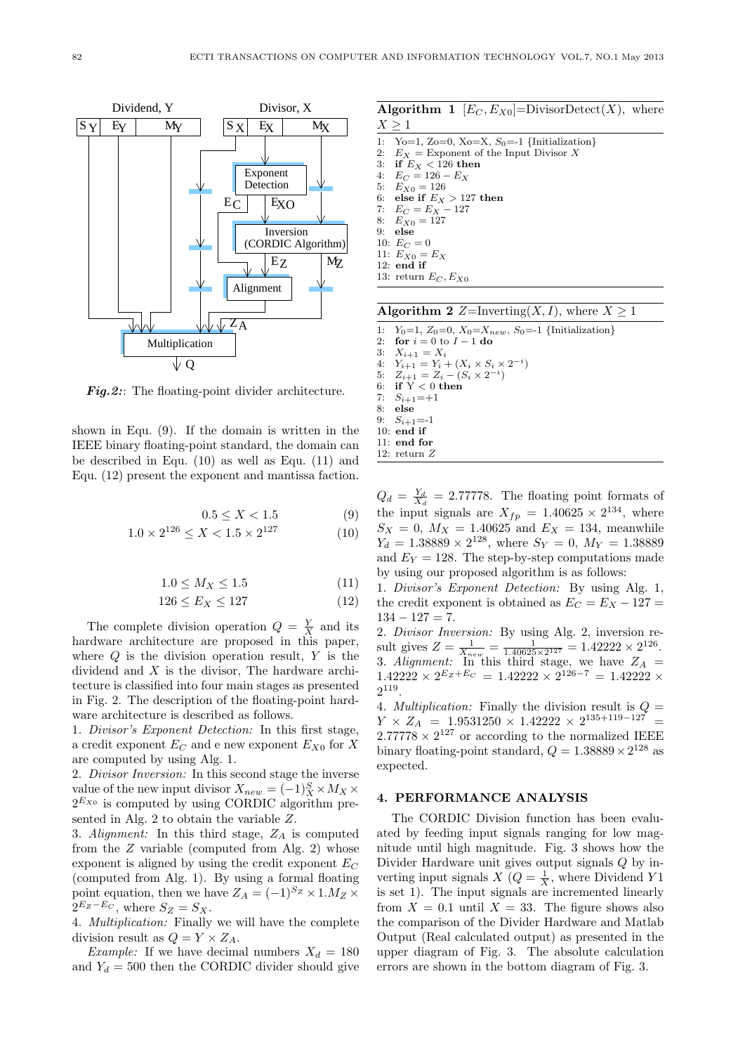*Fig.2:*: The floating-point divider architecture.

shown in Equ. (9). If the domain is written in the IEEE binary floating-point standard, the domain can be described in Equ. (10) as well as Equ. (11) and Equ. (12) present the exponent and mantissa faction.

$$0.5 \leq X < 1.5 \quad (9)$$

$$1.0 \times 2^{126} \leq X < 1.5 \times 2^{127} \quad (10)$$

$$1.0 \leq M_X \leq 1.5 \quad (11)$$

$$126 \leq E_X \leq 127 \quad (12)$$

The complete division operation $Q = \frac{Y}{X}$ and its hardware architecture are proposed in this paper, where $Q$ is the division operation result, $Y$ is the dividend and $X$ is the divisor, The hardware architecture is classified into four main stages as presented in Fig. 2. The description of the floating-point hardware architecture is described as follows.

1. *Divisor's Exponent Detection:* In this first stage, a credit exponent $E_C$ and e new exponent $E_{X0}$ for $X$ are computed by using Alg. 1.

2. *Divisor Inversion:* In this second stage the inverse value of the new input divisor $X_{new} = (-1)^S_X \times M_X \times 2^{E_{X0}}$ is computed by using CORDIC algorithm presented in Alg. 2 to obtain the variable $Z$.

3. *Alignment:* In this third stage, $Z_A$ is computed from the $Z$ variable (computed from Alg. 2) whose exponent is aligned by using the credit exponent $E_C$ (computed from Alg. 1). By using a formal floating point equation, then we have $Z_A = (-1)^{S_Z} \times 1.M_Z \times 2^{E_Z - E_C}$, where $S_Z = S_X$.

4. *Multiplication:* Finally we will have the complete division result as $Q = Y \times Z_A$.

*Example:* If we have decimal numbers $X_d = 180$ and $Y_d = 500$ then the CORDIC divider should give $Q_d = \frac{Y_d}{X_d} = 2.77778$. The floating point formats of the input signals are $X_{fp} = 1.40625 \times 2^{134}$, where $S_X = 0$, $M_X = 1.40625$ and $E_X = 134$, meanwhile $Y_d = 1.38889 \times 2^{128}$, where $S_Y = 0$, $M_Y = 1.38889$ and $E_Y = 128$. The step-by-step computations made by using our proposed algorithm is as follows:

1. *Divisor's Exponent Detection:* By using Alg. 1, the credit exponent is obtained as $E_C = E_X - 127 = 134 - 127 = 7$.

2. *Divisor Inversion:* By using Alg. 2, inversion result gives $Z = \frac{1}{X_{new}} = \frac{1}{1.40625 \times 2^{127}} = 1.42222 \times 2^{126}$.

3. *Alignment:* In this third stage, we have $Z_A = 1.42222 \times 2^{E_Z + E_C} = 1.42222 \times 2^{126-7} = 1.42222 \times 2^{119}$.

4. *Multiplication:* Finally the division result is $Q = Y \times Z_A = 1.9531250 \times 1.42222 \times 2^{135+119-127} = 2.77778 \times 2^{127}$ or according to the normalized IEEE binary floating-point standard, $Q = 1.38889 \times 2^{128}$ as expected.

**Algorithm 1** $[E_C, E_{X0}]$=DivisorDetect($X$), where $X \geq 1$

```
1:  Yo=1, Zo=0, Xo=X, S_0=-1 {Initialization}
2:  E_X = Exponent of the Input Divisor X
3:  if E_X < 126 then
4:  E_C = 126 − E_X
5:  E_X0 = 126
6:  else if E_X > 127 then
7:  E_C = E_X − 127
8:  E_X0 = 127
9:  else
10: E_C = 0
11: E_X0 = E_X
12: end if
13: return E_C, E_X0
```

**Algorithm 2** $Z$=Inverting($X, I$), where $X \geq 1$

```
1:  Y_0=1, Z_0=0, X_0=X_new, S_0=-1 {Initialization}
2:  for i = 0 to I − 1 do
3:  X_{i+1} = X_i
4:  Y_{i+1} = Y_i + (X_i × S_i × 2^{-i})
5:  Z_{i+1} = Z_i − (S_i × 2^{-i})
6:  if Y < 0 then
7:  S_{i+1}=+1
8:  else
9:  S_{i+1}=-1
10: end if
11: end for
12: return Z
```

## 4. PERFORMANCE ANALYSIS

The CORDIC Division function has been evaluated by feeding input signals ranging for low magnitude until high magnitude. Fig. 3 shows how the Divider Hardware unit gives output signals $Q$ by inverting input signals $X$ ($Q = \frac{1}{X}$, where Dividend $Y1$ is set 1). The input signals are incremented linearly from $X = 0.1$ until $X = 33$. The figure shows also the comparison of the Divider Hardware and Matlab Output (Real calculated output) as presented in the upper diagram of Fig. 3. The absolute calculation errors are shown in the bottom diagram of Fig. 3.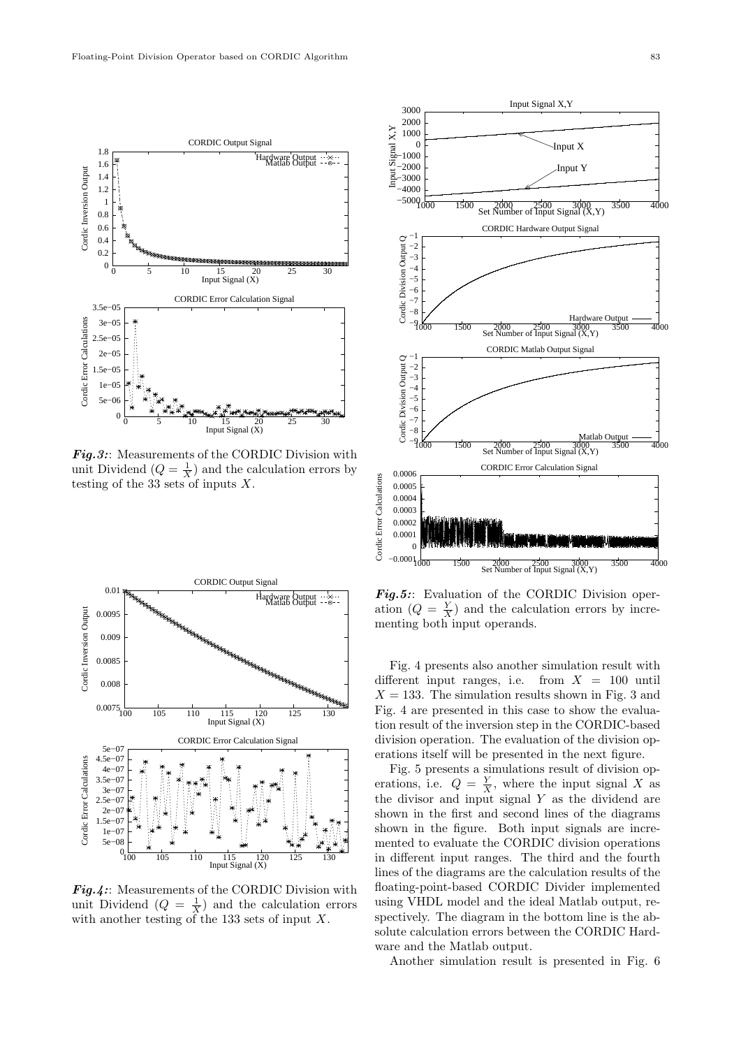***Fig.3:***: Measurements of the CORDIC Division with unit Dividend ($Q = \frac{1}{X}$) and the calculation errors by testing of the 33 sets of inputs $X$.

***Fig.4:***: Measurements of the CORDIC Division with unit Dividend ($Q = \frac{1}{X}$) and the calculation errors with another testing of the 133 sets of input $X$.

***Fig.5:***: Evaluation of the CORDIC Division operation ($Q = \frac{Y}{X}$) and the calculation errors by incrementing both input operands.

Fig. 4 presents also another simulation result with different input ranges, i.e. from $X = 100$ until $X = 133$. The simulation results shown in Fig. 3 and Fig. 4 are presented in this case to show the evaluation result of the inversion step in the CORDIC-based division operation. The evaluation of the division operations itself will be presented in the next figure.

Fig. 5 presents a simulations result of division operations, i.e. $Q = \frac{Y}{X}$, where the input signal $X$ as the divisor and input signal $Y$ as the dividend are shown in the first and second lines of the diagrams shown in the figure. Both input signals are incremented to evaluate the CORDIC division operations in different input ranges. The third and the fourth lines of the diagrams are the calculation results of the floating-point-based CORDIC Divider implemented using VHDL model and the ideal Matlab output, respectively. The diagram in the bottom line is the absolute calculation errors between the CORDIC Hardware and the Matlab output.

Another simulation result is presented in Fig. 6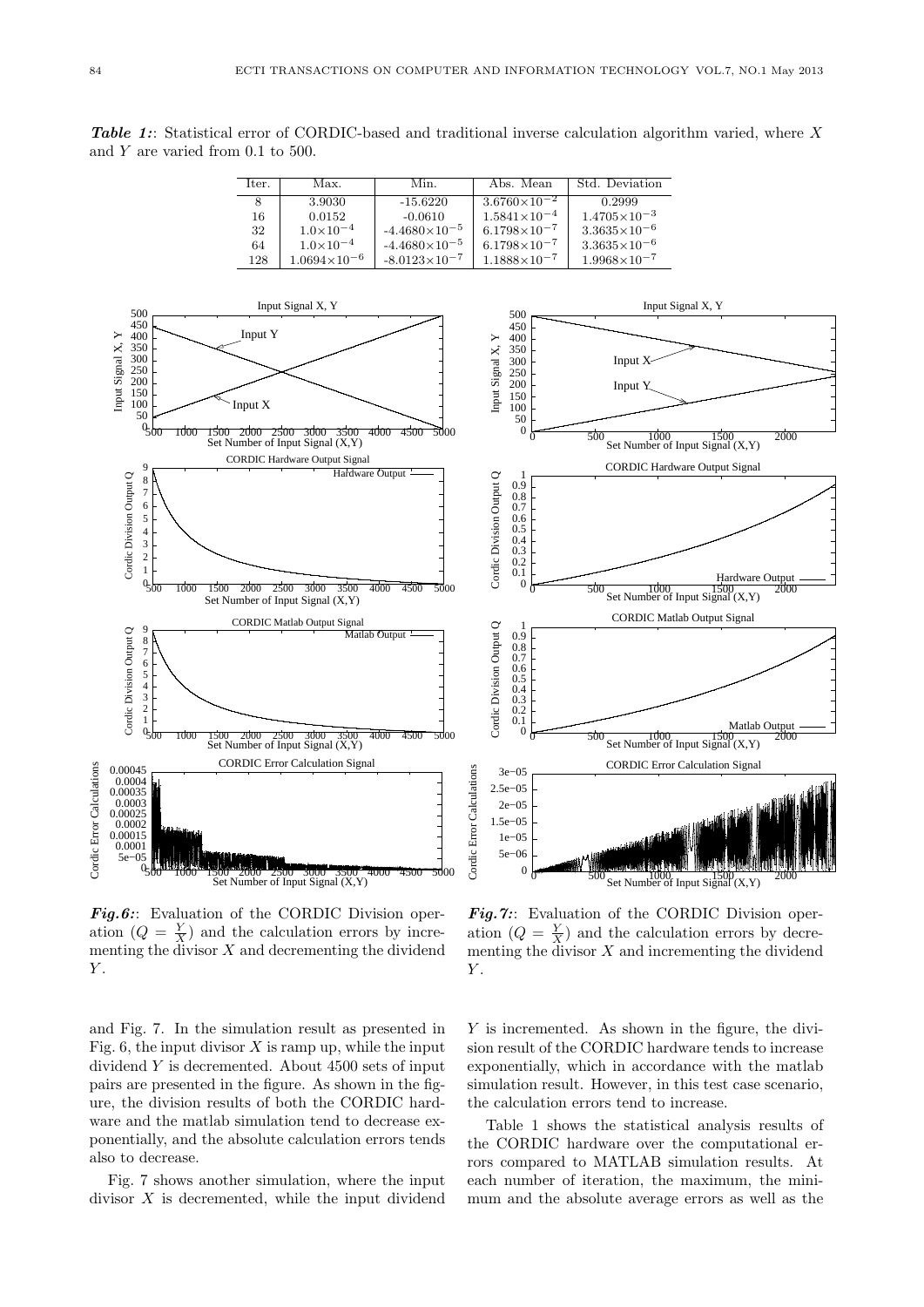***Table 1:***: Statistical error of CORDIC-based and traditional inverse calculation algorithm varied, where $X$ and $Y$ are varied from 0.1 to 500.

| Iter. | Max. | Min. | Abs. Mean | Std. Deviation |
|---|---|---|---|---|
| 8 | 3.9030 | -15.6220 | $3.6760\times10^{-2}$ | 0.2999 |
| 16 | 0.0152 | -0.0610 | $1.5841\times10^{-4}$ | $1.4705\times10^{-3}$ |
| 32 | $1.0\times10^{-4}$ | $-4.4680\times10^{-5}$ | $6.1798\times10^{-7}$ | $3.3635\times10^{-6}$ |
| 64 | $1.0\times10^{-4}$ | $-4.4680\times10^{-5}$ | $6.1798\times10^{-7}$ | $3.3635\times10^{-6}$ |
| 128 | $1.0694\times10^{-6}$ | $-8.0123\times10^{-7}$ | $1.1888\times10^{-7}$ | $1.9968\times10^{-7}$ |

***Fig.6:***: Evaluation of the CORDIC Division operation ($Q = \frac{Y}{X}$) and the calculation errors by incrementing the divisor $X$ and decrementing the dividend $Y$.

***Fig.7:***: Evaluation of the CORDIC Division operation ($Q = \frac{Y}{X}$) and the calculation errors by decrementing the divisor $X$ and incrementing the dividend $Y$.

and Fig. 7. In the simulation result as presented in Fig. 6, the input divisor $X$ is ramp up, while the input dividend $Y$ is decremented. About 4500 sets of input pairs are presented in the figure. As shown in the figure, the division results of both the CORDIC hardware and the matlab simulation tend to decrease exponentially, and the absolute calculation errors tends also to decrease.

Fig. 7 shows another simulation, where the input divisor $X$ is decremented, while the input dividend $Y$ is incremented. As shown in the figure, the division result of the CORDIC hardware tends to increase exponentially, which in accordance with the matlab simulation result. However, in this test case scenario, the calculation errors tend to increase.

Table 1 shows the statistical analysis results of the CORDIC hardware over the computational errors compared to MATLAB simulation results. At each number of iteration, the maximum, the minimum and the absolute average errors as well as the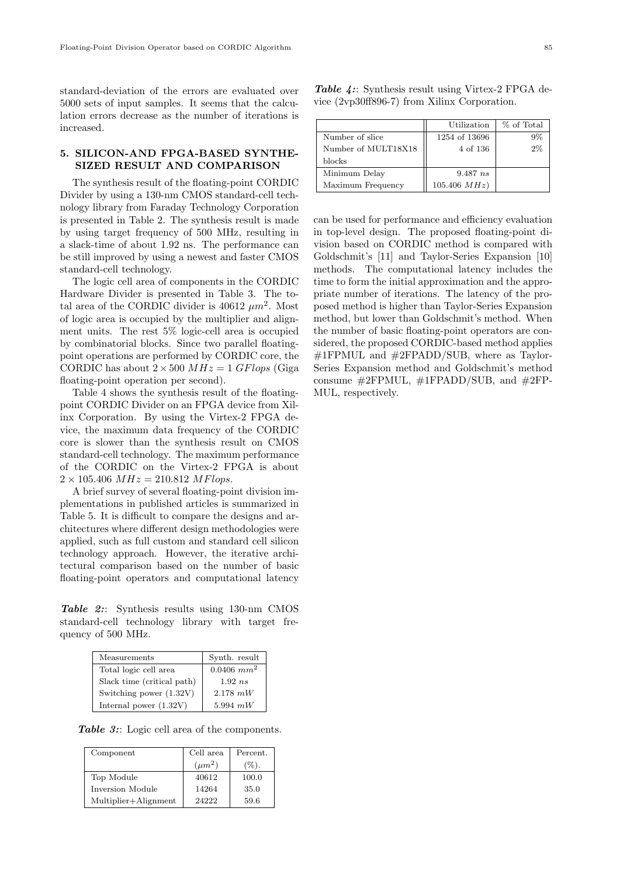standard-deviation of the errors are evaluated over 5000 sets of input samples. It seems that the calculation errors decrease as the number of iterations is increased.

## 5. SILICON-AND FPGA-BASED SYNTHESIZED RESULT AND COMPARISON

The synthesis result of the floating-point CORDIC Divider by using a 130-nm CMOS standard-cell technology library from Faraday Technology Corporation is presented in Table 2. The synthesis result is made by using target frequency of 500 MHz, resulting in a slack-time of about 1.92 ns. The performance can be still improved by using a newest and faster CMOS standard-cell technology.

The logic cell area of components in the CORDIC Hardware Divider is presented in Table 3. The total area of the CORDIC divider is 40612 $\mu m^2$. Most of logic area is occupied by the multiplier and alignment units. The rest 5% logic-cell area is occupied by combinatorial blocks. Since two parallel floating-point operations are performed by CORDIC core, the CORDIC has about $2 \times 500\ MHz = 1\ GFlops$ (Giga floating-point operation per second).

Table 4 shows the synthesis result of the floating-point CORDIC Divider on an FPGA device from Xilinx Corporation. By using the Virtex-2 FPGA device, the maximum data frequency of the CORDIC core is slower than the synthesis result on CMOS standard-cell technology. The maximum performance of the CORDIC on the Virtex-2 FPGA is about $2 \times 105.406\ MHz = 210.812\ MFlops$.

A brief survey of several floating-point division implementations in published articles is summarized in Table 5. It is difficult to compare the designs and architectures where different design methodologies were applied, such as full custom and standard cell silicon technology approach. However, the iterative architectural comparison based on the number of basic floating-point operators and computational latency can be used for performance and efficiency evaluation in top-level design. The proposed floating-point division based on CORDIC method is compared with Goldschmit's [11] and Taylor-Series Expansion [10] methods. The computational latency includes the time to form the initial approximation and the appropriate number of iterations. The latency of the proposed method is higher than Taylor-Series Expansion method, but lower than Goldschmit's method. When the number of basic floating-point operators are considered, the proposed CORDIC-based method applies #1FPMUL and #2FPADD/SUB, where as Taylor-Series Expansion method and Goldschmit's method consume #2FPMUL, #1FPADD/SUB, and #2FP-MUL, respectively.

***Table 2:***: Synthesis results using 130-nm CMOS standard-cell technology library with target frequency of 500 MHz.

| Measurements | Synth. result |
|---|---|
| Total logic cell area | $0.0406\ mm^2$ |
| Slack time (critical path) | $1.92\ ns$ |
| Switching power (1.32V) | $2.178\ mW$ |
| Internal power (1.32V) | $5.994\ mW$ |

***Table 3:***: Logic cell area of the components.

| Component | Cell area ($\mu m^2$) | Percent. (%). |
|---|---|---|
| Top Module | 40612 | 100.0 |
| Inversion Module | 14264 | 35.0 |
| Multiplier+Alignment | 24222 | 59.6 |

***Table 4:***: Synthesis result using Virtex-2 FPGA device (2vp30ff896-7) from Xilinx Corporation.

| | Utilization | % of Total |
|---|---|---|
| Number of slice | 1254 of 13696 | 9% |
| Number of MULT18X18 blocks | 4 of 136 | 2% |
| Minimum Delay | $9.487\ ns$ | |
| Maximum Frequency | $105.406\ MHz$) | |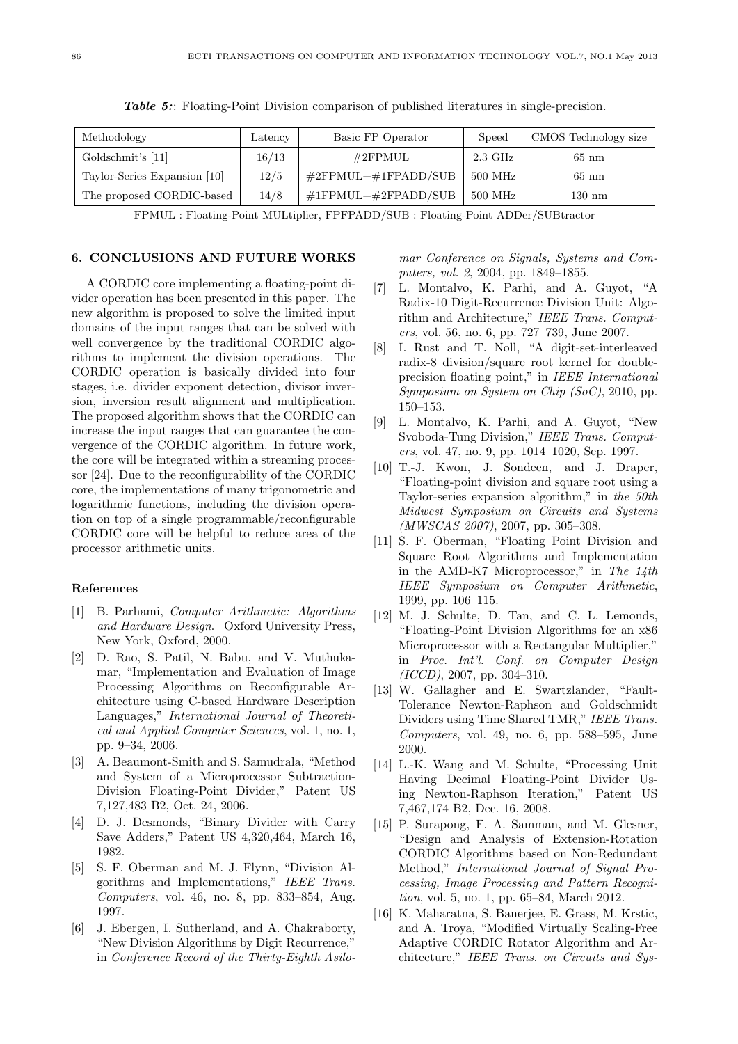***Table 5:***: Floating-Point Division comparison of published literatures in single-precision.

| Methodology | Latency | Basic FP Operator | Speed | CMOS Technology size |
|---|---|---|---|---|
| Goldschmit's [11] | 16/13 | #2FPMUL | 2.3 GHz | 65 nm |
| Taylor-Series Expansion [10] | 12/5 | #2FPMUL+#1FPADD/SUB | 500 MHz | 65 nm |
| The proposed CORDIC-based | 14/8 | #1FPMUL+#2FPADD/SUB | 500 MHz | 130 nm |

FPMUL : Floating-Point MULtiplier, FPFPADD/SUB : Floating-Point ADDer/SUBtractor

## 6. CONCLUSIONS AND FUTURE WORKS

A CORDIC core implementing a floating-point divider operation has been presented in this paper. The new algorithm is proposed to solve the limited input domains of the input ranges that can be solved with well convergence by the traditional CORDIC algorithms to implement the division operations. The CORDIC operation is basically divided into four stages, i.e. divider exponent detection, divisor inversion, inversion result alignment and multiplication. The proposed algorithm shows that the CORDIC can increase the input ranges that can guarantee the convergence of the CORDIC algorithm. In future work, the core will be integrated within a streaming processor [24]. Due to the reconfigurability of the CORDIC core, the implementations of many trigonometric and logarithmic functions, including the division operation on top of a single programmable/reconfigurable CORDIC core will be helpful to reduce area of the processor arithmetic units.

### References

[1] B. Parhami, *Computer Arithmetic: Algorithms and Hardware Design*. Oxford University Press, New York, Oxford, 2000.

[2] D. Rao, S. Patil, N. Babu, and V. Muthukamar, "Implementation and Evaluation of Image Processing Algorithms on Reconfigurable Architecture using C-based Hardware Description Languages," *International Journal of Theoretical and Applied Computer Sciences*, vol. 1, no. 1, pp. 9–34, 2006.

[3] A. Beaumont-Smith and S. Samudrala, "Method and System of a Microprocessor Subtraction-Division Floating-Point Divider," Patent US 7,127,483 B2, Oct. 24, 2006.

[4] D. J. Desmonds, "Binary Divider with Carry Save Adders," Patent US 4,320,464, March 16, 1982.

[5] S. F. Oberman and M. J. Flynn, "Division Algorithms and Implementations," *IEEE Trans. Computers*, vol. 46, no. 8, pp. 833–854, Aug. 1997.

[6] J. Ebergen, I. Sutherland, and A. Chakraborty, "New Division Algorithms by Digit Recurrence," in *Conference Record of the Thirty-Eighth Asilomar Conference on Signals, Systems and Computers, vol. 2*, 2004, pp. 1849–1855.

[7] L. Montalvo, K. Parhi, and A. Guyot, "A Radix-10 Digit-Recurrence Division Unit: Algorithm and Architecture," *IEEE Trans. Computers*, vol. 56, no. 6, pp. 727–739, June 2007.

[8] I. Rust and T. Noll, "A digit-set-interleaved radix-8 division/square root kernel for double-precision floating point," in *IEEE International Symposium on System on Chip (SoC)*, 2010, pp. 150–153.

[9] L. Montalvo, K. Parhi, and A. Guyot, "New Svoboda-Tung Division," *IEEE Trans. Computers*, vol. 47, no. 9, pp. 1014–1020, Sep. 1997.

[10] T.-J. Kwon, J. Sondeen, and J. Draper, "Floating-point division and square root using a Taylor-series expansion algorithm," in *the 50th Midwest Symposium on Circuits and Systems (MWSCAS 2007)*, 2007, pp. 305–308.

[11] S. F. Oberman, "Floating Point Division and Square Root Algorithms and Implementation in the AMD-K7 Microprocessor," in *The 14th IEEE Symposium on Computer Arithmetic*, 1999, pp. 106–115.

[12] M. J. Schulte, D. Tan, and C. L. Lemonds, "Floating-Point Division Algorithms for an x86 Microprocessor with a Rectangular Multiplier," in *Proc. Int'l. Conf. on Computer Design (ICCD)*, 2007, pp. 304–310.

[13] W. Gallagher and E. Swartzlander, "Fault-Tolerance Newton-Raphson and Goldschmidt Dividers using Time Shared TMR," *IEEE Trans. Computers*, vol. 49, no. 6, pp. 588–595, June 2000.

[14] L.-K. Wang and M. Schulte, "Processing Unit Having Decimal Floating-Point Divider Using Newton-Raphson Iteration," Patent US 7,467,174 B2, Dec. 16, 2008.

[15] P. Surapong, F. A. Samman, and M. Glesner, "Design and Analysis of Extension-Rotation CORDIC Algorithms based on Non-Redundant Method," *International Journal of Signal Processing, Image Processing and Pattern Recognition*, vol. 5, no. 1, pp. 65–84, March 2012.

[16] K. Maharatna, S. Banerjee, E. Grass, M. Krstic, and A. Troya, "Modified Virtually Scaling-Free Adaptive CORDIC Rotator Algorithm and Architecture," *IEEE Trans. on Circuits and Sys-*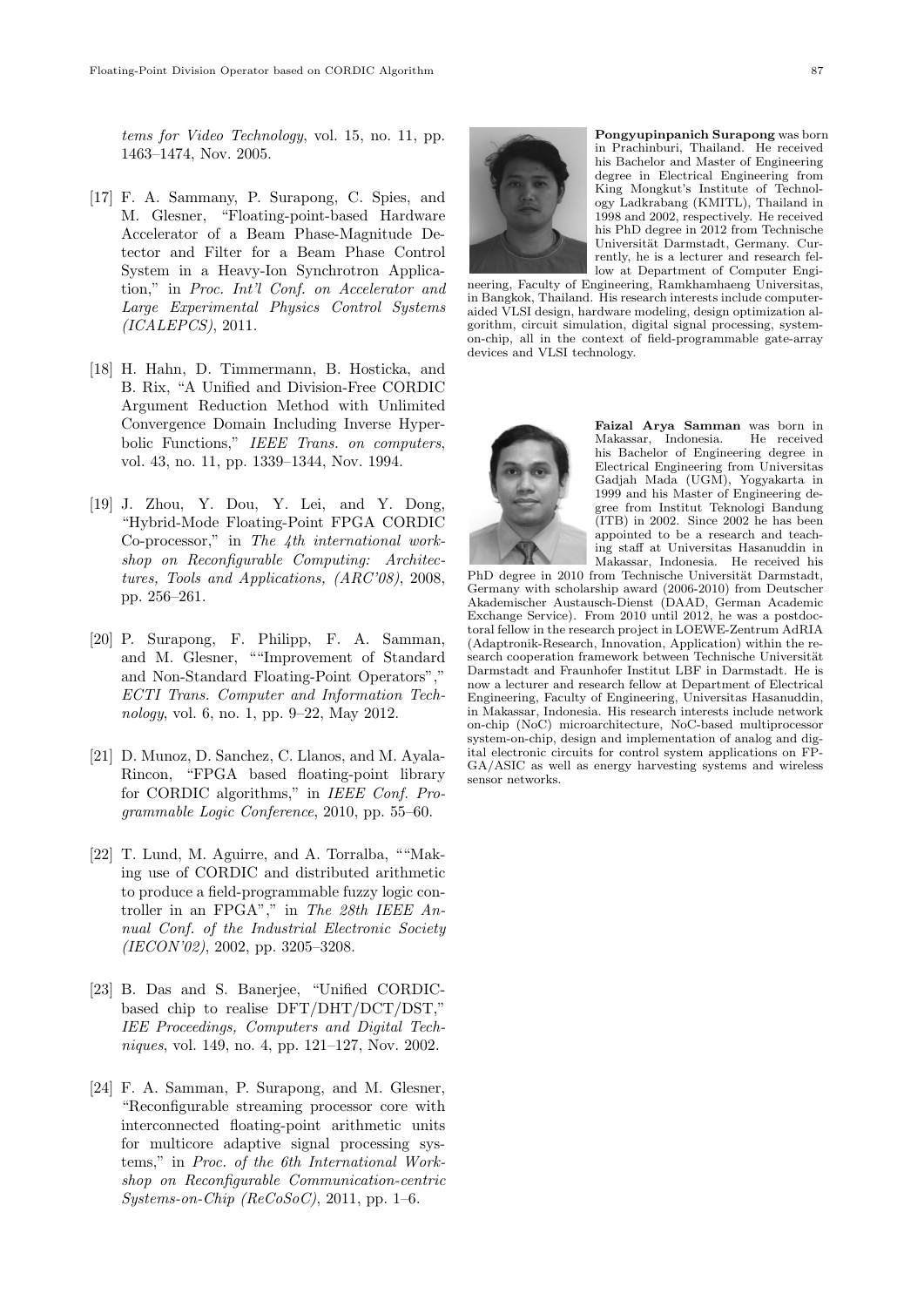*tems for Video Technology*, vol. 15, no. 11, pp. 1463–1474, Nov. 2005.

[17] F. A. Sammany, P. Surapong, C. Spies, and M. Glesner, "Floating-point-based Hardware Accelerator of a Beam Phase-Magnitude Detector and Filter for a Beam Phase Control System in a Heavy-Ion Synchrotron Application," in *Proc. Int'l Conf. on Accelerator and Large Experimental Physics Control Systems (ICALEPCS)*, 2011.

[18] H. Hahn, D. Timmermann, B. Hosticka, and B. Rix, "A Unified and Division-Free CORDIC Argument Reduction Method with Unlimited Convergence Domain Including Inverse Hyperbolic Functions," *IEEE Trans. on computers*, vol. 43, no. 11, pp. 1339–1344, Nov. 1994.

[19] J. Zhou, Y. Dou, Y. Lei, and Y. Dong, "Hybrid-Mode Floating-Point FPGA CORDIC Co-processor," in *The 4th international workshop on Reconfigurable Computing: Architectures, Tools and Applications, (ARC'08)*, 2008, pp. 256–261.

[20] P. Surapong, F. Philipp, F. A. Samman, and M. Glesner, ""Improvement of Standard and Non-Standard Floating-Point Operators"," *ECTI Trans. Computer and Information Technology*, vol. 6, no. 1, pp. 9–22, May 2012.

[21] D. Munoz, D. Sanchez, C. Llanos, and M. Ayala-Rincon, "FPGA based floating-point library for CORDIC algorithms," in *IEEE Conf. Programmable Logic Conference*, 2010, pp. 55–60.

[22] T. Lund, M. Aguirre, and A. Torralba, ""Making use of CORDIC and distributed arithmetic to produce a field-programmable fuzzy logic controller in an FPGA"," in *The 28th IEEE Annual Conf. of the Industrial Electronic Society (IECON'02)*, 2002, pp. 3205–3208.

[23] B. Das and S. Banerjee, "Unified CORDIC-based chip to realise DFT/DHT/DCT/DST," *IEE Proceedings, Computers and Digital Techniques*, vol. 149, no. 4, pp. 121–127, Nov. 2002.

[24] F. A. Samman, P. Surapong, and M. Glesner, "Reconfigurable streaming processor core with interconnected floating-point arithmetic units for multicore adaptive signal processing systems," in *Proc. of the 6th International Workshop on Reconfigurable Communication-centric Systems-on-Chip (ReCoSoC)*, 2011, pp. 1–6.

**Pongyupinpanich Surapong** was born in Prachinburi, Thailand. He received his Bachelor and Master of Engineering degree in Electrical Engineering from King Mongkut's Institute of Technology Ladkrabang (KMITL), Thailand in 1998 and 2002, respectively. He received his PhD degree in 2012 from Technische Universität Darmstadt, Germany. Currently, he is a lecturer and research fellow at Department of Computer Engineering, Faculty of Engineering, Ramkhamhaeng Universitas, in Bangkok, Thailand. His research interests include computer-aided VLSI design, hardware modeling, design optimization algorithm, circuit simulation, digital signal processing, system-on-chip, all in the context of field-programmable gate-array devices and VLSI technology.

**Faizal Arya Samman** was born in Makassar, Indonesia. He received his Bachelor of Engineering degree in Electrical Engineering from Universitas Gadjah Mada (UGM), Yogyakarta in 1999 and his Master of Engineering degree from Institut Teknologi Bandung (ITB) in 2002. Since 2002 he has been appointed to be a research and teaching staff at Universitas Hasanuddin in Makassar, Indonesia. He received his PhD degree in 2010 from Technische Universität Darmstadt, Germany with scholarship award (2006-2010) from Deutscher Akademischer Austausch-Dienst (DAAD, German Academic Exchange Service). From 2010 until 2012, he was a postdoctoral fellow in the research project in LOEWE-Zentrum AdRIA (Adaptronik-Research, Innovation, Application) within the research cooperation framework between Technische Universität Darmstadt and Fraunhofer Institut LBF in Darmstadt. He is now a lecturer and research fellow at Department of Electrical Engineering, Faculty of Engineering, Universitas Hasanuddin, in Makassar, Indonesia. His research interests include network on-chip (NoC) microarchitecture, NoC-based multiprocessor system-on-chip, design and implementation of analog and digital electronic circuits for control system applications on FPGA/ASIC as well as energy harvesting systems and wireless sensor networks.